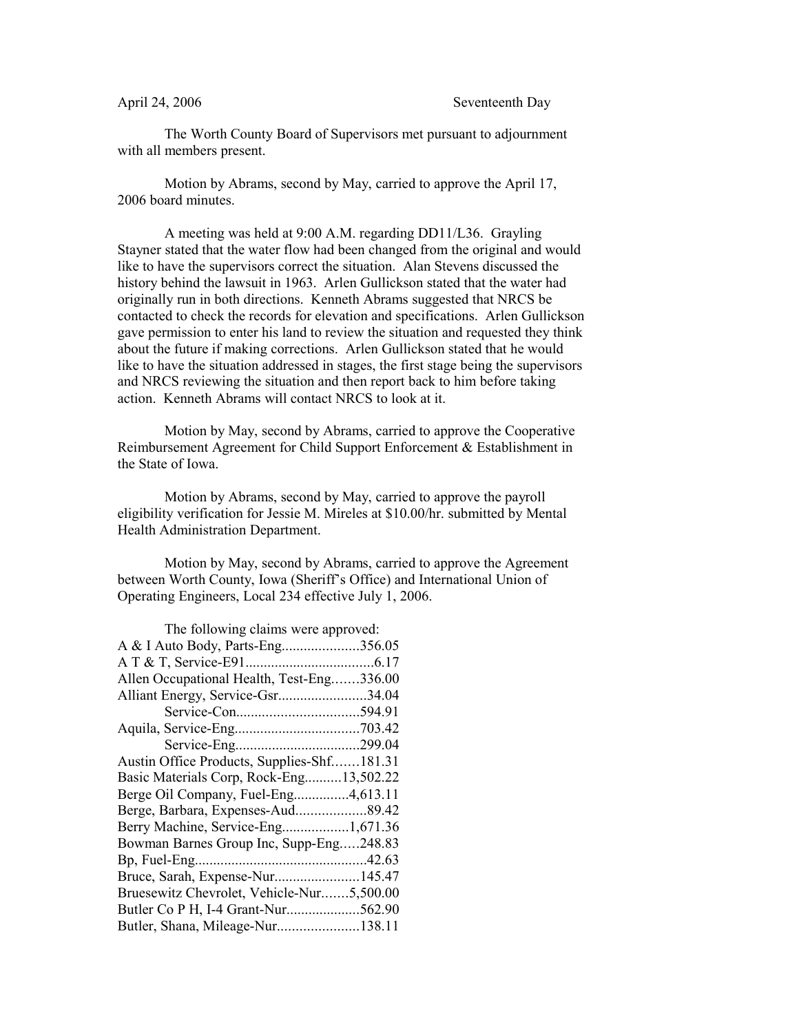April 24, 2006 Seventeenth Day

The Worth County Board of Supervisors met pursuant to adjournment with all members present.

Motion by Abrams, second by May, carried to approve the April 17, 2006 board minutes.

A meeting was held at 9:00 A.M. regarding DD11/L36. Grayling Stayner stated that the water flow had been changed from the original and would like to have the supervisors correct the situation. Alan Stevens discussed the history behind the lawsuit in 1963. Arlen Gullickson stated that the water had originally run in both directions. Kenneth Abrams suggested that NRCS be contacted to check the records for elevation and specifications. Arlen Gullickson gave permission to enter his land to review the situation and requested they think about the future if making corrections. Arlen Gullickson stated that he would like to have the situation addressed in stages, the first stage being the supervisors and NRCS reviewing the situation and then report back to him before taking action. Kenneth Abrams will contact NRCS to look at it.

Motion by May, second by Abrams, carried to approve the Cooperative Reimbursement Agreement for Child Support Enforcement & Establishment in the State of Iowa.

Motion by Abrams, second by May, carried to approve the payroll eligibility verification for Jessie M. Mireles at $10.00/hr. submitted by Mental Health Administration Department.

Motion by May, second by Abrams, carried to approve the Agreement between Worth County, Iowa (Sheriff's Office) and International Union of Operating Engineers, Local 234 effective July 1, 2006.

The following claims were approved:

A & I Auto Body, Parts-Eng.....................356.05
A T & T, Service-E91...................................6.17
Allen Occupational Health, Test-Eng.......336.00
Alliant Energy, Service-Gsr........................34.04
Service-Con.................................594.91
Aquila, Service-Eng..................................703.42
Service-Eng..................................299.04
Austin Office Products, Supplies-Shf.......181.31
Basic Materials Corp, Rock-Eng..........13,502.22
Berge Oil Company, Fuel-Eng...............4,613.11
Berge, Barbara, Expenses-Aud...................89.42
Berry Machine, Service-Eng..................1,671.36
Bowman Barnes Group Inc, Supp-Eng.....248.83
Bp, Fuel-Eng..............................................42.63
Bruce, Sarah, Expense-Nur.......................145.47
Bruesewitz Chevrolet, Vehicle-Nur.......5,500.00
Butler Co P H, I-4 Grant-Nur....................562.90
Butler, Shana, Mileage-Nur......................138.11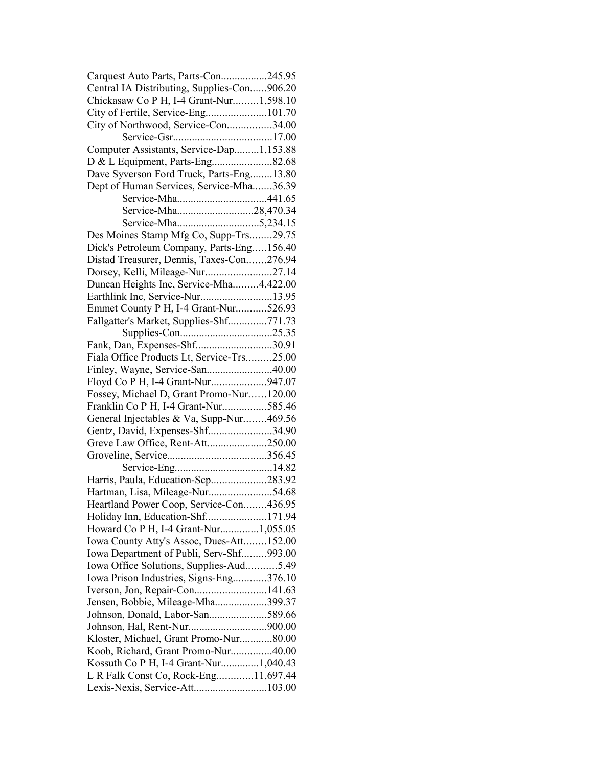Carquest Auto Parts, Parts-Con.................245.95
Central IA Distributing, Supplies-Con......906.20
Chickasaw Co P H, I-4 Grant-Nur.........1,598.10
City of Fertile, Service-Eng......................101.70
City of Northwood, Service-Con................34.00
Service-Gsr....................................17.00
Computer Assistants, Service-Dap.........1,153.88
D & L Equipment, Parts-Eng......................82.68
Dave Syverson Ford Truck, Parts-Eng........13.80
Dept of Human Services, Service-Mha.......36.39
Service-Mha................................441.65
Service-Mha...........................28,470.34
Service-Mha.............................5,234.15
Des Moines Stamp Mfg Co, Supp-Trs........29.75
Dick's Petroleum Company, Parts-Eng.....156.40
Distad Treasurer, Dennis, Taxes-Con.......276.94
Dorsey, Kelli, Mileage-Nur........................27.14
Duncan Heights Inc, Service-Mha.........4,422.00
Earthlink Inc, Service-Nur..........................13.95
Emmet County P H, I-4 Grant-Nur...........526.93
Fallgatter's Market, Supplies-Shf..............771.73
Supplies-Con.................................25.35
Fank, Dan, Expenses-Shf............................30.91
Fiala Office Products Lt, Service-Trs.........25.00
Finley, Wayne, Service-San........................40.00
Floyd Co P H, I-4 Grant-Nur....................947.07
Fossey, Michael D, Grant Promo-Nur......120.00
Franklin Co P H, I-4 Grant-Nur................585.46
General Injectables & Va, Supp-Nur........469.56
Gentz, David, Expenses-Shf.......................34.90
Greve Law Office, Rent-Att......................250.00
Groveline, Service....................................356.45
Service-Eng....................................14.82
Harris, Paula, Education-Scp....................283.92
Hartman, Lisa, Mileage-Nur.......................54.68
Heartland Power Coop, Service-Con........436.95
Holiday Inn, Education-Shf......................171.94
Howard Co P H, I-4 Grant-Nur..............1,055.05
Iowa County Atty's Assoc, Dues-Att........152.00
Iowa Department of Publi, Serv-Shf.........993.00
Iowa Office Solutions, Supplies-Aud...........5.49
Iowa Prison Industries, Signs-Eng............376.10
Iverson, Jon, Repair-Con..........................141.63
Jensen, Bobbie, Mileage-Mha...................399.37
Johnson, Donald, Labor-San.....................589.66
Johnson, Hal, Rent-Nur............................900.00
Kloster, Michael, Grant Promo-Nur............80.00
Koob, Richard, Grant Promo-Nur...............40.00
Kossuth Co P H, I-4 Grant-Nur..............1,040.43
L R Falk Const Co, Rock-Eng.............11,697.44
Lexis-Nexis, Service-Att..........................103.00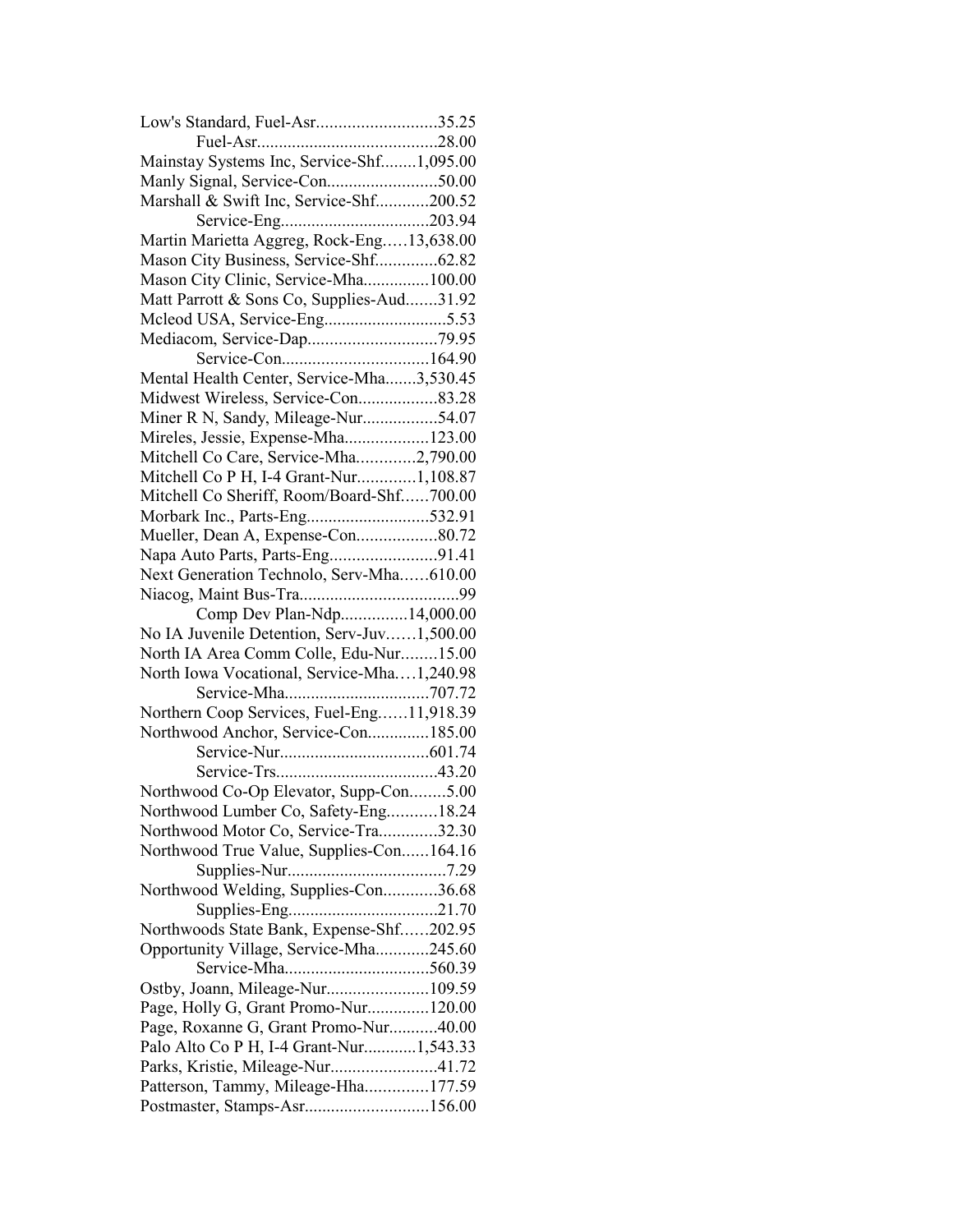Low's Standard, Fuel-Asr...........................35.25
Fuel-Asr.........................................28.00
Mainstay Systems Inc, Service-Shf........1,095.00
Manly Signal, Service-Con.........................50.00
Marshall & Swift Inc, Service-Shf............200.52
Service-Eng..................................203.94
Martin Marietta Aggreg, Rock-Eng.....13,638.00
Mason City Business, Service-Shf..............62.82
Mason City Clinic, Service-Mha...............100.00
Matt Parrott & Sons Co, Supplies-Aud.......31.92
Mcleod USA, Service-Eng............................5.53
Mediacom, Service-Dap.............................79.95
Service-Con.................................164.90
Mental Health Center, Service-Mha.......3,530.45
Midwest Wireless, Service-Con..................83.28
Miner R N, Sandy, Mileage-Nur.................54.07
Mireles, Jessie, Expense-Mha...................123.00
Mitchell Co Care, Service-Mha.............2,790.00
Mitchell Co P H, I-4 Grant-Nur.............1,108.87
Mitchell Co Sheriff, Room/Board-Shf......700.00
Morbark Inc., Parts-Eng............................532.91
Mueller, Dean A, Expense-Con..................80.72
Napa Auto Parts, Parts-Eng........................91.41
Next Generation Technolo, Serv-Mha......610.00
Niacog, Maint Bus-Tra....................................99
Comp Dev Plan-Ndp...............14,000.00
No IA Juvenile Detention, Serv-Juv......1,500.00
North IA Area Comm Colle, Edu-Nur........15.00
North Iowa Vocational, Service-Mha....1,240.98
Service-Mha.................................707.72
Northern Coop Services, Fuel-Eng......11,918.39
Northwood Anchor, Service-Con..............185.00
Service-Nur..................................601.74
Service-Trs.....................................43.20
Northwood Co-Op Elevator, Supp-Con........5.00
Northwood Lumber Co, Safety-Eng...........18.24
Northwood Motor Co, Service-Tra.............32.30
Northwood True Value, Supplies-Con......164.16
Supplies-Nur....................................7.29
Northwood Welding, Supplies-Con............36.68
Supplies-Eng..................................21.70
Northwoods State Bank, Expense-Shf......202.95
Opportunity Village, Service-Mha............245.60
Service-Mha.................................560.39
Ostby, Joann, Mileage-Nur.......................109.59
Page, Holly G, Grant Promo-Nur..............120.00
Page, Roxanne G, Grant Promo-Nur...........40.00
Palo Alto Co P H, I-4 Grant-Nur............1,543.33
Parks, Kristie, Mileage-Nur........................41.72
Patterson, Tammy, Mileage-Hha..............177.59
Postmaster, Stamps-Asr............................156.00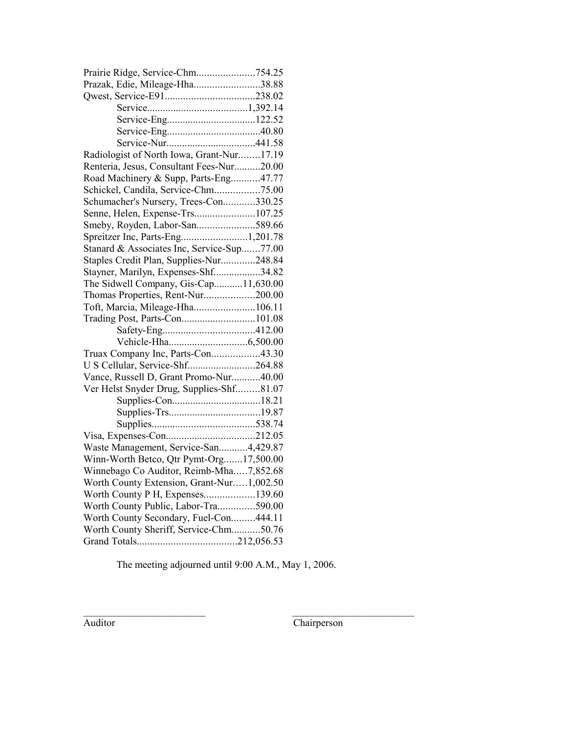Prairie Ridge, Service-Chm......................754.25
Prazak, Edie, Mileage-Hha.........................38.88
Qwest, Service-E91..................................238.02
Service......................................1,392.14
Service-Eng..................................122.52
Service-Eng....................................40.80
Service-Nur..................................441.58
Radiologist of North Iowa, Grant-Nur........17.19
Renteria, Jesus, Consultant Fees-Nur..........20.00
Road Machinery & Supp, Parts-Eng...........47.77
Schickel, Candila, Service-Chm.................75.00
Schumacher's Nursery, Trees-Con............330.25
Senne, Helen, Expense-Trs.......................107.25
Smeby, Royden, Labor-San......................589.66
Spreitzer Inc, Parts-Eng.........................1,201.78
Stanard & Associates Inc, Service-Sup.......77.00
Staples Credit Plan, Supplies-Nur.............248.84
Stayner, Marilyn, Expenses-Shf..................34.82
The Sidwell Company, Gis-Cap...........11,630.00
Thomas Properties, Rent-Nur...................200.00
Toft, Marcia, Mileage-Hha.......................106.11
Trading Post, Parts-Con............................101.08
Safety-Eng...................................412.00
Vehicle-Hha..............................6,500.00
Truax Company Inc, Parts-Con..................43.30
U S Cellular, Service-Shf..........................264.88
Vance, Russell D, Grant Promo-Nur...........40.00
Ver Helst Snyder Drug, Supplies-Shf.........81.07
Supplies-Con..................................18.21
Supplies-Trs...................................19.87
Supplies.......................................538.74
Visa, Expenses-Con..................................212.05
Waste Management, Service-San...........4,429.87
Winn-Worth Betco, Qtr Pymt-Org.......17,500.00
Winnebago Co Auditor, Reimb-Mha.....7,852.68
Worth County Extension, Grant-Nur.....1,002.50
Worth County P H, Expenses...................139.60
Worth County Public, Labor-Tra..............590.00
Worth County Secondary, Fuel-Con.........444.11
Worth County Sheriff, Service-Chm...........50.76
Grand Totals......................................212,056.53

The meeting adjourned until 9:00 A.M., May 1, 2006.

\_\_\_\_\_\_\_\_\_\_\_\_\_\_\_\_\_\_\_\_\_\_\_\_ \_\_\_\_\_\_\_\_\_\_\_\_\_\_\_\_\_\_\_\_\_\_\_\_

Auditor Chairperson